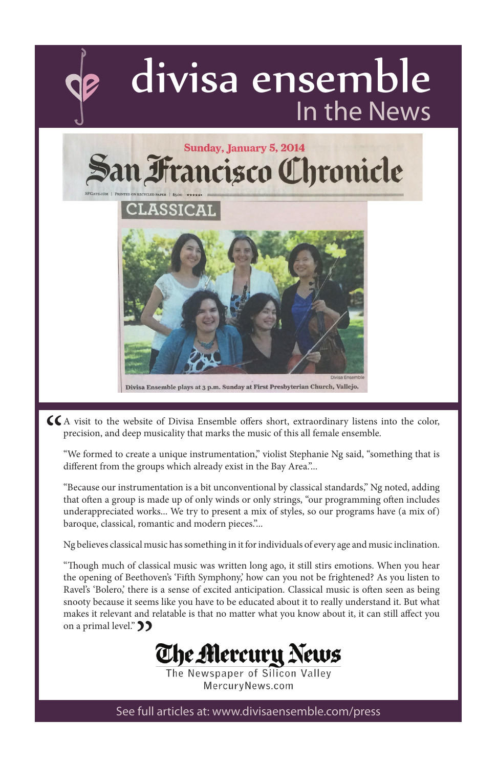# divisa ensemble

## In the News

Sunday, January 5, 2014

**San Francisco Chronicle**

SFGATE.COM | PRINTED ON RECYCLED PAPER | $3.00 ★★★★★★

CLASSICAL

Divisa Ensemble

Divisa Ensemble plays at 3 p.m. Sunday at First Presbyterian Church, Vallejo.

“A visit to the website of Divisa Ensemble offers short, extraordinary listens into the color, precision, and deep musicality that marks the music of this all female ensemble.

“We formed to create a unique instrumentation,” violist Stephanie Ng said, “something that is different from the groups which already exist in the Bay Area.”...

“Because our instrumentation is a bit unconventional by classical standards,” Ng noted, adding that often a group is made up of only winds or only strings, “our programming often includes underappreciated works... We try to present a mix of styles, so our programs have (a mix of) baroque, classical, romantic and modern pieces.”...

Ng believes classical music has something in it for individuals of every age and music inclination.

“Though much of classical music was written long ago, it still stirs emotions. When you hear the opening of Beethoven’s ‘Fifth Symphony,’ how can you not be frightened? As you listen to Ravel’s ‘Bolero,’ there is a sense of excited anticipation. Classical music is often seen as being snooty because it seems like you have to be educated about it to really understand it. But what makes it relevant and relatable is that no matter what you know about it, it can still affect you on a primal level.”

**The Mercury News**
The Newspaper of Silicon Valley
MercuryNews.com

See full articles at: www.divisaensemble.com/press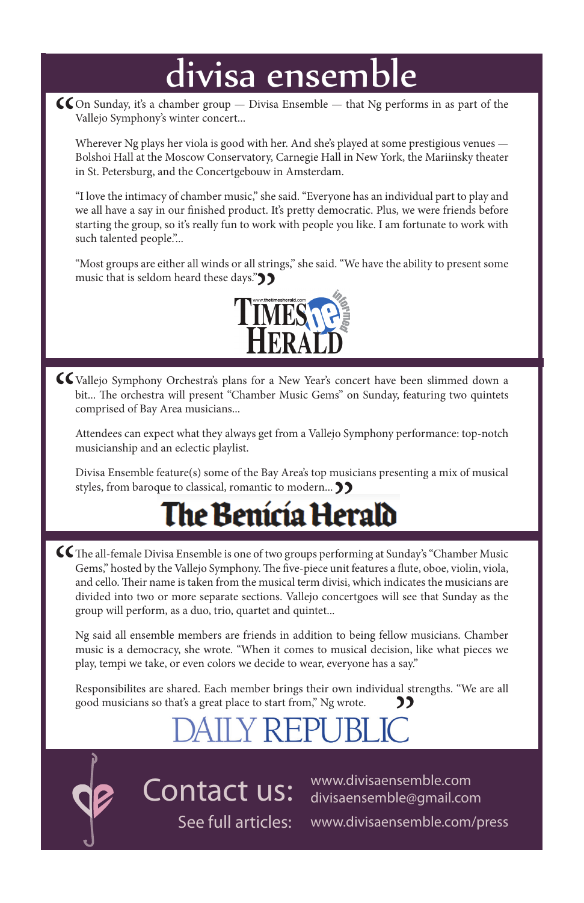# divisa ensemble

> On Sunday, it's a chamber group — Divisa Ensemble — that Ng performs in as part of the Vallejo Symphony's winter concert...
>
> Wherever Ng plays her viola is good with her. And she's played at some prestigious venues — Bolshoi Hall at the Moscow Conservatory, Carnegie Hall in New York, the Mariinsky theater in St. Petersburg, and the Concertgebouw in Amsterdam.
>
> "I love the intimacy of chamber music," she said. "Everyone has an individual part to play and we all have a say in our finished product. It's pretty democratic. Plus, we were friends before starting the group, so it's really fun to work with people you like. I am fortunate to work with such talented people."...
>
> "Most groups are either all winds or all strings," she said. "We have the ability to present some music that is seldom heard these days."

www.thetimesherald.com TIMES HERALD be informed

> Vallejo Symphony Orchestra's plans for a New Year's concert have been slimmed down a bit... The orchestra will present "Chamber Music Gems" on Sunday, featuring two quintets comprised of Bay Area musicians...
>
> Attendees can expect what they always get from a Vallejo Symphony performance: top-notch musicianship and an eclectic playlist.
>
> Divisa Ensemble feature(s) some of the Bay Area's top musicians presenting a mix of musical styles, from baroque to classical, romantic to modern...

The Benicia Herald

> The all-female Divisa Ensemble is one of two groups performing at Sunday's "Chamber Music Gems," hosted by the Vallejo Symphony. The five-piece unit features a flute, oboe, violin, viola, and cello. Their name is taken from the musical term divisi, which indicates the musicians are divided into two or more separate sections. Vallejo concertgoers will see that Sunday as the group will perform, as a duo, trio, quartet and quintet...
>
> Ng said all ensemble members are friends in addition to being fellow musicians. Chamber music is a democracy, she wrote. "When it comes to musical decision, like what pieces we play, tempi we take, or even colors we decide to wear, everyone has a say."
>
> Responsibilites are shared. Each member brings their own individual strengths. "We are all good musicians so that's a great place to start from," Ng wrote.

DAILY REPUBLIC

Contact us: www.divisaensemble.com
divisaensemble@gmail.com

See full articles: www.divisaensemble.com/press